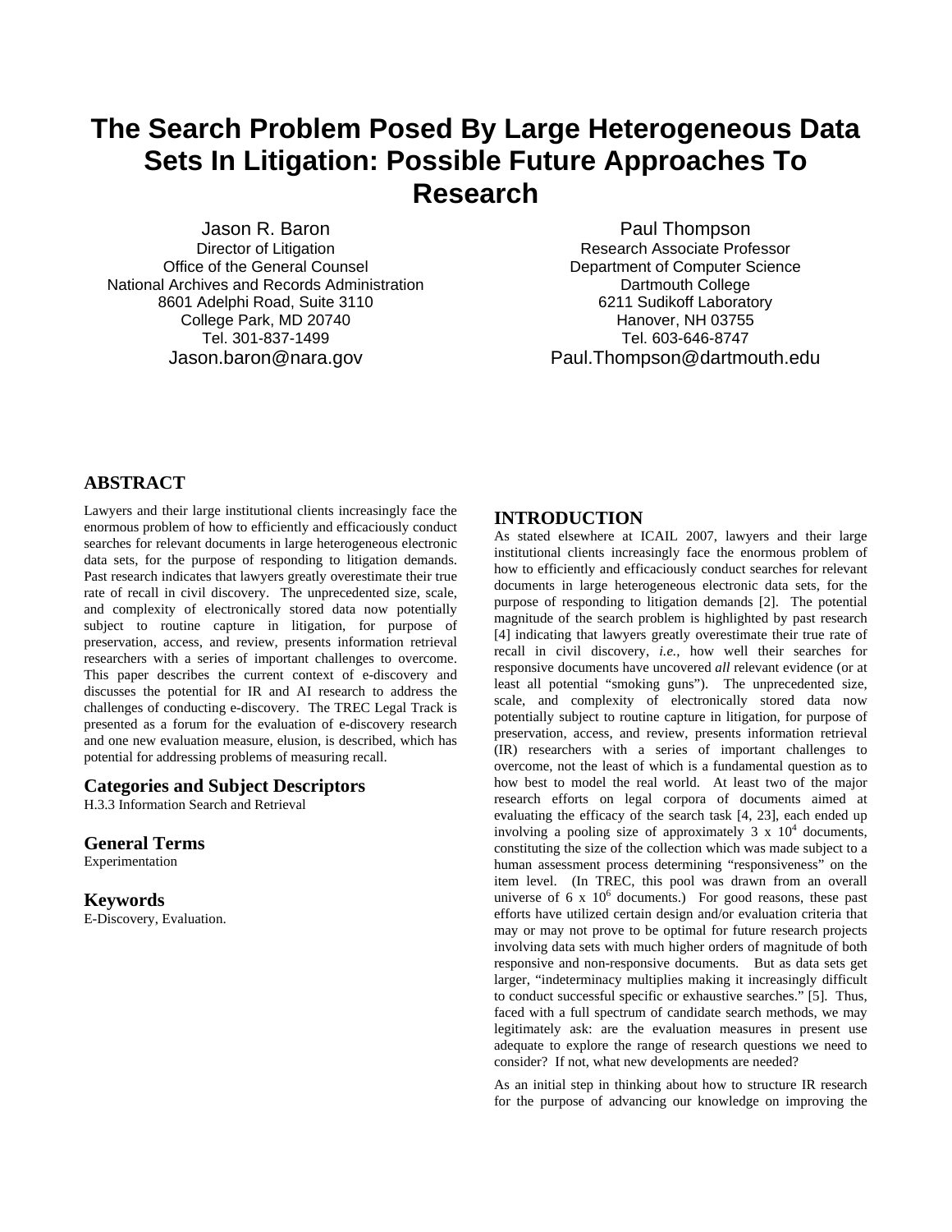# The Search Problem Posed By Large Heterogeneous Data Sets In Litigation: Possible Future Approaches To Research

Jason R. Baron
Director of Litigation
Office of the General Counsel
National Archives and Records Administration
8601 Adelphi Road, Suite 3110
College Park, MD 20740
Tel. 301-837-1499
Jason.baron@nara.gov

Paul Thompson
Research Associate Professor
Department of Computer Science
Dartmouth College
6211 Sudikoff Laboratory
Hanover, NH 03755
Tel. 603-646-8747
Paul.Thompson@dartmouth.edu

## ABSTRACT

Lawyers and their large institutional clients increasingly face the enormous problem of how to efficiently and efficaciously conduct searches for relevant documents in large heterogeneous electronic data sets, for the purpose of responding to litigation demands. Past research indicates that lawyers greatly overestimate their true rate of recall in civil discovery. The unprecedented size, scale, and complexity of electronically stored data now potentially subject to routine capture in litigation, for purpose of preservation, access, and review, presents information retrieval researchers with a series of important challenges to overcome. This paper describes the current context of e-discovery and discusses the potential for IR and AI research to address the challenges of conducting e-discovery. The TREC Legal Track is presented as a forum for the evaluation of e-discovery research and one new evaluation measure, elusion, is described, which has potential for addressing problems of measuring recall.

## Categories and Subject Descriptors

H.3.3 Information Search and Retrieval

## General Terms

Experimentation

## Keywords

E-Discovery, Evaluation.

## INTRODUCTION

As stated elsewhere at ICAIL 2007, lawyers and their large institutional clients increasingly face the enormous problem of how to efficiently and efficaciously conduct searches for relevant documents in large heterogeneous electronic data sets, for the purpose of responding to litigation demands [2]. The potential magnitude of the search problem is highlighted by past research [4] indicating that lawyers greatly overestimate their true rate of recall in civil discovery, *i.e.*, how well their searches for responsive documents have uncovered *all* relevant evidence (or at least all potential "smoking guns"). The unprecedented size, scale, and complexity of electronically stored data now potentially subject to routine capture in litigation, for purpose of preservation, access, and review, presents information retrieval (IR) researchers with a series of important challenges to overcome, not the least of which is a fundamental question as to how best to model the real world. At least two of the major research efforts on legal corpora of documents aimed at evaluating the efficacy of the search task [4, 23], each ended up involving a pooling size of approximately $3 \times 10^4$ documents, constituting the size of the collection which was made subject to a human assessment process determining "responsiveness" on the item level. (In TREC, this pool was drawn from an overall universe of $6 \times 10^6$ documents.) For good reasons, these past efforts have utilized certain design and/or evaluation criteria that may or may not prove to be optimal for future research projects involving data sets with much higher orders of magnitude of both responsive and non-responsive documents. But as data sets get larger, "indeterminacy multiplies making it increasingly difficult to conduct successful specific or exhaustive searches." [5]. Thus, faced with a full spectrum of candidate search methods, we may legitimately ask: are the evaluation measures in present use adequate to explore the range of research questions we need to consider? If not, what new developments are needed?

As an initial step in thinking about how to structure IR research for the purpose of advancing our knowledge on improving the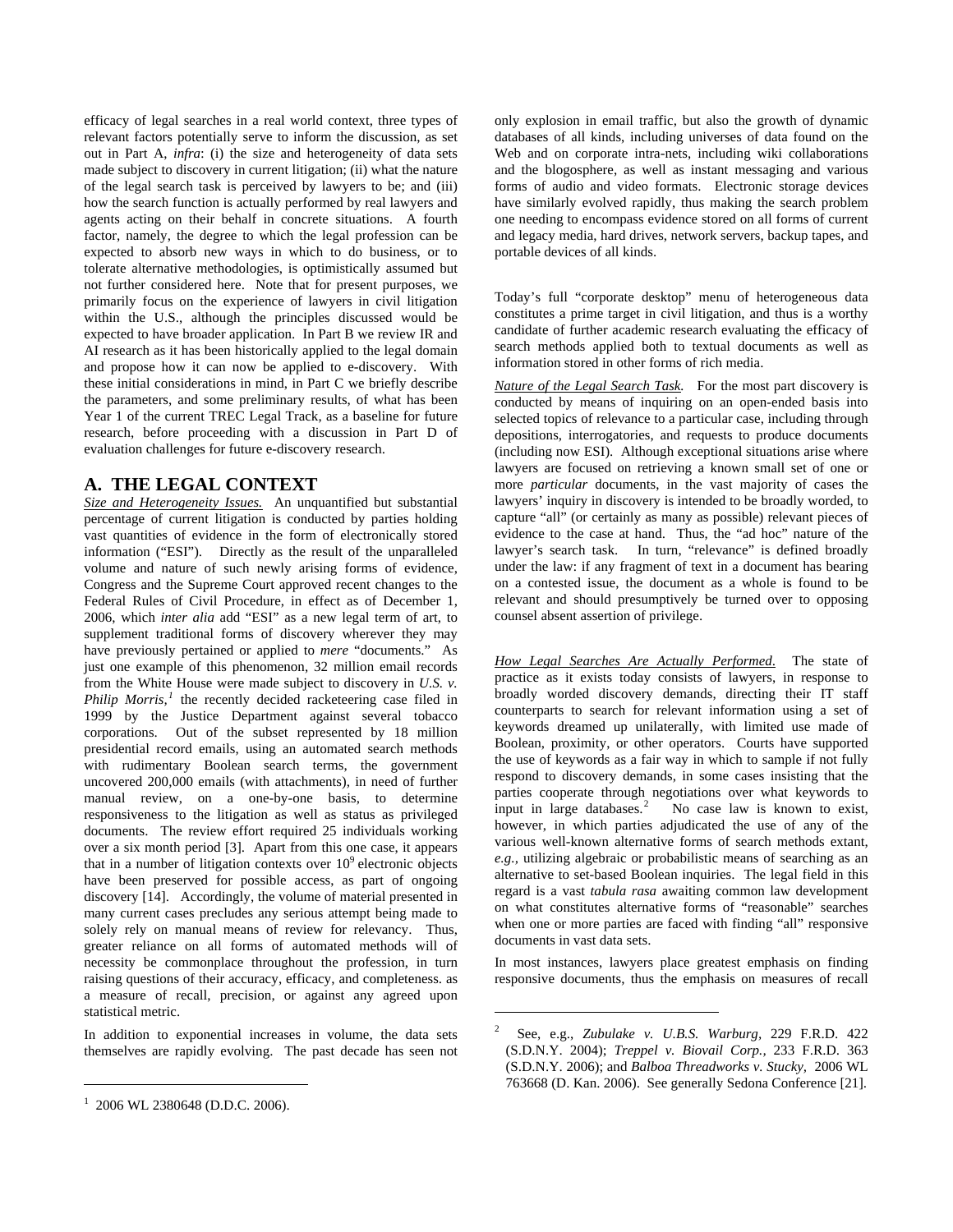efficacy of legal searches in a real world context, three types of relevant factors potentially serve to inform the discussion, as set out in Part A, *infra*: (i) the size and heterogeneity of data sets made subject to discovery in current litigation; (ii) what the nature of the legal search task is perceived by lawyers to be; and (iii) how the search function is actually performed by real lawyers and agents acting on their behalf in concrete situations. A fourth factor, namely, the degree to which the legal profession can be expected to absorb new ways in which to do business, or to tolerate alternative methodologies, is optimistically assumed but not further considered here. Note that for present purposes, we primarily focus on the experience of lawyers in civil litigation within the U.S., although the principles discussed would be expected to have broader application. In Part B we review IR and AI research as it has been historically applied to the legal domain and propose how it can now be applied to e-discovery. With these initial considerations in mind, in Part C we briefly describe the parameters, and some preliminary results, of what has been Year 1 of the current TREC Legal Track, as a baseline for future research, before proceeding with a discussion in Part D of evaluation challenges for future e-discovery research.

## A. THE LEGAL CONTEXT

Size and Heterogeneity Issues. An unquantified but substantial percentage of current litigation is conducted by parties holding vast quantities of evidence in the form of electronically stored information ("ESI"). Directly as the result of the unparalleled volume and nature of such newly arising forms of evidence, Congress and the Supreme Court approved recent changes to the Federal Rules of Civil Procedure, in effect as of December 1, 2006, which *inter alia* add "ESI" as a new legal term of art, to supplement traditional forms of discovery wherever they may have previously pertained or applied to *mere* "documents." As just one example of this phenomenon, 32 million email records from the White House were made subject to discovery in *U.S. v. Philip Morris,*[1] the recently decided racketeering case filed in 1999 by the Justice Department against several tobacco corporations. Out of the subset represented by 18 million presidential record emails, using an automated search methods with rudimentary Boolean search terms, the government uncovered 200,000 emails (with attachments), in need of further manual review, on a one-by-one basis, to determine responsiveness to the litigation as well as status as privileged documents. The review effort required 25 individuals working over a six month period [3]. Apart from this one case, it appears that in a number of litigation contexts over $10^9$ electronic objects have been preserved for possible access, as part of ongoing discovery [14]. Accordingly, the volume of material presented in many current cases precludes any serious attempt being made to solely rely on manual means of review for relevancy. Thus, greater reliance on all forms of automated methods will of necessity be commonplace throughout the profession, in turn raising questions of their accuracy, efficacy, and completeness. as a measure of recall, precision, or against any agreed upon statistical metric.

In addition to exponential increases in volume, the data sets themselves are rapidly evolving. The past decade has seen not only explosion in email traffic, but also the growth of dynamic databases of all kinds, including universes of data found on the Web and on corporate intra-nets, including wiki collaborations and the blogosphere, as well as instant messaging and various forms of audio and video formats. Electronic storage devices have similarly evolved rapidly, thus making the search problem one needing to encompass evidence stored on all forms of current and legacy media, hard drives, network servers, backup tapes, and portable devices of all kinds.

Today's full "corporate desktop" menu of heterogeneous data constitutes a prime target in civil litigation, and thus is a worthy candidate of further academic research evaluating the efficacy of search methods applied both to textual documents as well as information stored in other forms of rich media.

Nature of the Legal Search Task. For the most part discovery is conducted by means of inquiring on an open-ended basis into selected topics of relevance to a particular case, including through depositions, interrogatories, and requests to produce documents (including now ESI). Although exceptional situations arise where lawyers are focused on retrieving a known small set of one or more *particular* documents, in the vast majority of cases the lawyers' inquiry in discovery is intended to be broadly worded, to capture "all" (or certainly as many as possible) relevant pieces of evidence to the case at hand. Thus, the "ad hoc" nature of the lawyer's search task. In turn, "relevance" is defined broadly under the law: if any fragment of text in a document has bearing on a contested issue, the document as a whole is found to be relevant and should presumptively be turned over to opposing counsel absent assertion of privilege.

How Legal Searches Are Actually Performed. The state of practice as it exists today consists of lawyers, in response to broadly worded discovery demands, directing their IT staff counterparts to search for relevant information using a set of keywords dreamed up unilaterally, with limited use made of Boolean, proximity, or other operators. Courts have supported the use of keywords as a fair way in which to sample if not fully respond to discovery demands, in some cases insisting that the parties cooperate through negotiations over what keywords to input in large databases.[2] No case law is known to exist, however, in which parties adjudicated the use of any of the various well-known alternative forms of search methods extant, *e.g.,* utilizing algebraic or probabilistic means of searching as an alternative to set-based Boolean inquiries. The legal field in this regard is a vast *tabula rasa* awaiting common law development on what constitutes alternative forms of "reasonable" searches when one or more parties are faced with finding "all" responsive documents in vast data sets.

In most instances, lawyers place greatest emphasis on finding responsive documents, thus the emphasis on measures of recall

---

[1] 2006 WL 2380648 (D.D.C. 2006).

[2] See, e.g., *Zubulake v. U.B.S. Warburg,* 229 F.R.D. 422 (S.D.N.Y. 2004); *Treppel v. Biovail Corp.,* 233 F.R.D. 363 (S.D.N.Y. 2006); and *Balboa Threadworks v. Stucky,* 2006 WL 763668 (D. Kan. 2006). See generally Sedona Conference [21].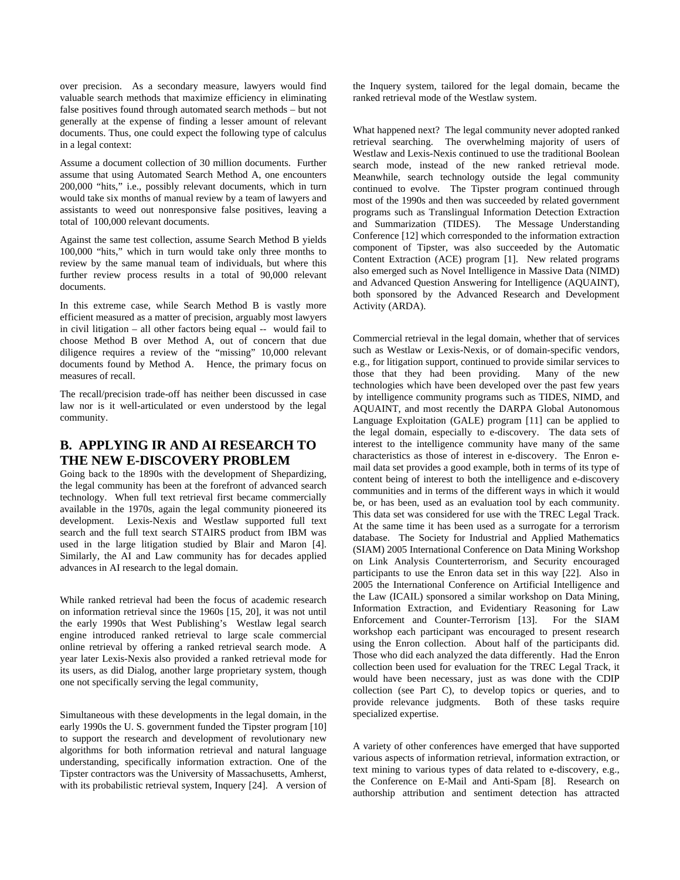over precision. As a secondary measure, lawyers would find valuable search methods that maximize efficiency in eliminating false positives found through automated search methods – but not generally at the expense of finding a lesser amount of relevant documents. Thus, one could expect the following type of calculus in a legal context:

Assume a document collection of 30 million documents. Further assume that using Automated Search Method A, one encounters 200,000 "hits," i.e., possibly relevant documents, which in turn would take six months of manual review by a team of lawyers and assistants to weed out nonresponsive false positives, leaving a total of 100,000 relevant documents.

Against the same test collection, assume Search Method B yields 100,000 "hits," which in turn would take only three months to review by the same manual team of individuals, but where this further review process results in a total of 90,000 relevant documents.

In this extreme case, while Search Method B is vastly more efficient measured as a matter of precision, arguably most lawyers in civil litigation – all other factors being equal -- would fail to choose Method B over Method A, out of concern that due diligence requires a review of the "missing" 10,000 relevant documents found by Method A. Hence, the primary focus on measures of recall.

The recall/precision trade-off has neither been discussed in case law nor is it well-articulated or even understood by the legal community.

## B. APPLYING IR AND AI RESEARCH TO THE NEW E-DISCOVERY PROBLEM

Going back to the 1890s with the development of Shepardizing, the legal community has been at the forefront of advanced search technology. When full text retrieval first became commercially available in the 1970s, again the legal community pioneered its development. Lexis-Nexis and Westlaw supported full text search and the full text search STAIRS product from IBM was used in the large litigation studied by Blair and Maron [4]. Similarly, the AI and Law community has for decades applied advances in AI research to the legal domain.

While ranked retrieval had been the focus of academic research on information retrieval since the 1960s [15, 20], it was not until the early 1990s that West Publishing's Westlaw legal search engine introduced ranked retrieval to large scale commercial online retrieval by offering a ranked retrieval search mode. A year later Lexis-Nexis also provided a ranked retrieval mode for its users, as did Dialog, another large proprietary system, though one not specifically serving the legal community,

Simultaneous with these developments in the legal domain, in the early 1990s the U. S. government funded the Tipster program [10] to support the research and development of revolutionary new algorithms for both information retrieval and natural language understanding, specifically information extraction. One of the Tipster contractors was the University of Massachusetts, Amherst, with its probabilistic retrieval system, Inquery [24]. A version of the Inquery system, tailored for the legal domain, became the ranked retrieval mode of the Westlaw system.

What happened next? The legal community never adopted ranked retrieval searching. The overwhelming majority of users of Westlaw and Lexis-Nexis continued to use the traditional Boolean search mode, instead of the new ranked retrieval mode. Meanwhile, search technology outside the legal community continued to evolve. The Tipster program continued through most of the 1990s and then was succeeded by related government programs such as Translingual Information Detection Extraction and Summarization (TIDES). The Message Understanding Conference [12] which corresponded to the information extraction component of Tipster, was also succeeded by the Automatic Content Extraction (ACE) program [1]. New related programs also emerged such as Novel Intelligence in Massive Data (NIMD) and Advanced Question Answering for Intelligence (AQUAINT), both sponsored by the Advanced Research and Development Activity (ARDA).

Commercial retrieval in the legal domain, whether that of services such as Westlaw or Lexis-Nexis, or of domain-specific vendors, e.g., for litigation support, continued to provide similar services to those that they had been providing. Many of the new technologies which have been developed over the past few years by intelligence community programs such as TIDES, NIMD, and AQUAINT, and most recently the DARPA Global Autonomous Language Exploitation (GALE) program [11] can be applied to the legal domain, especially to e-discovery. The data sets of interest to the intelligence community have many of the same characteristics as those of interest in e-discovery. The Enron e-mail data set provides a good example, both in terms of its type of content being of interest to both the intelligence and e-discovery communities and in terms of the different ways in which it would be, or has been, used as an evaluation tool by each community. This data set was considered for use with the TREC Legal Track. At the same time it has been used as a surrogate for a terrorism database. The Society for Industrial and Applied Mathematics (SIAM) 2005 International Conference on Data Mining Workshop on Link Analysis Counterterrorism, and Security encouraged participants to use the Enron data set in this way [22]. Also in 2005 the International Conference on Artificial Intelligence and the Law (ICAIL) sponsored a similar workshop on Data Mining, Information Extraction, and Evidentiary Reasoning for Law Enforcement and Counter-Terrorism [13]. For the SIAM workshop each participant was encouraged to present research using the Enron collection. About half of the participants did. Those who did each analyzed the data differently. Had the Enron collection been used for evaluation for the TREC Legal Track, it would have been necessary, just as was done with the CDIP collection (see Part C), to develop topics or queries, and to provide relevance judgments. Both of these tasks require specialized expertise.

A variety of other conferences have emerged that have supported various aspects of information retrieval, information extraction, or text mining to various types of data related to e-discovery, e.g., the Conference on E-Mail and Anti-Spam [8]. Research on authorship attribution and sentiment detection has attracted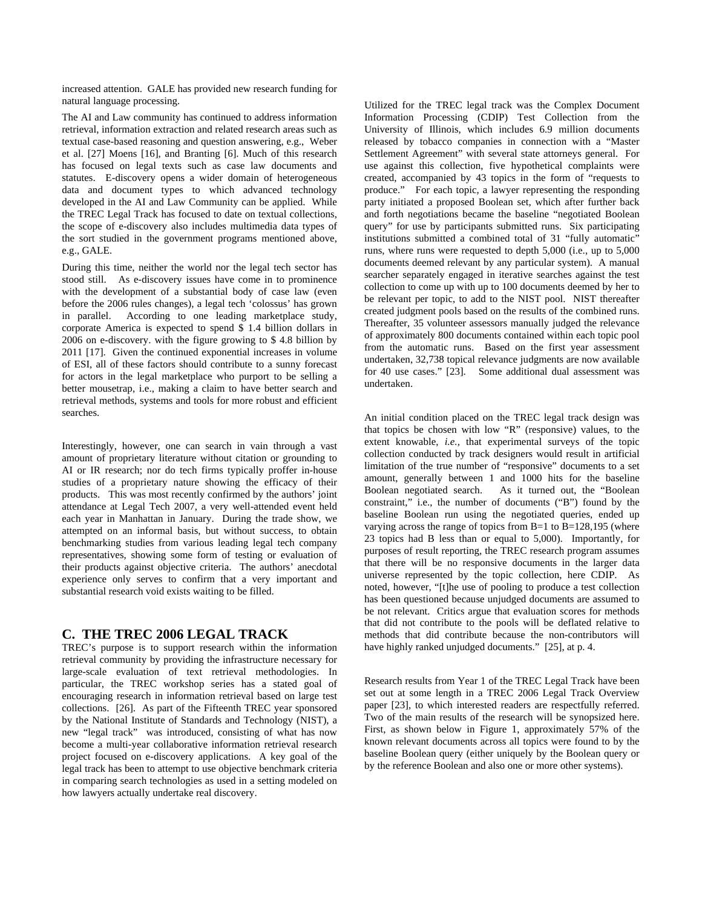increased attention. GALE has provided new research funding for natural language processing.

The AI and Law community has continued to address information retrieval, information extraction and related research areas such as textual case-based reasoning and question answering, e.g., Weber et al. [27] Moens [16], and Branting [6]. Much of this research has focused on legal texts such as case law documents and statutes. E-discovery opens a wider domain of heterogeneous data and document types to which advanced technology developed in the AI and Law Community can be applied. While the TREC Legal Track has focused to date on textual collections, the scope of e-discovery also includes multimedia data types of the sort studied in the government programs mentioned above, e.g., GALE.

During this time, neither the world nor the legal tech sector has stood still. As e-discovery issues have come in to prominence with the development of a substantial body of case law (even before the 2006 rules changes), a legal tech 'colossus' has grown in parallel. According to one leading marketplace study, corporate America is expected to spend $ 1.4 billion dollars in 2006 on e-discovery. with the figure growing to $ 4.8 billion by 2011 [17]. Given the continued exponential increases in volume of ESI, all of these factors should contribute to a sunny forecast for actors in the legal marketplace who purport to be selling a better mousetrap, i.e., making a claim to have better search and retrieval methods, systems and tools for more robust and efficient searches.

Interestingly, however, one can search in vain through a vast amount of proprietary literature without citation or grounding to AI or IR research; nor do tech firms typically proffer in-house studies of a proprietary nature showing the efficacy of their products. This was most recently confirmed by the authors' joint attendance at Legal Tech 2007, a very well-attended event held each year in Manhattan in January. During the trade show, we attempted on an informal basis, but without success, to obtain benchmarking studies from various leading legal tech company representatives, showing some form of testing or evaluation of their products against objective criteria. The authors' anecdotal experience only serves to confirm that a very important and substantial research void exists waiting to be filled.

## C. THE TREC 2006 LEGAL TRACK

TREC's purpose is to support research within the information retrieval community by providing the infrastructure necessary for large-scale evaluation of text retrieval methodologies. In particular, the TREC workshop series has a stated goal of encouraging research in information retrieval based on large test collections. [26]. As part of the Fifteenth TREC year sponsored by the National Institute of Standards and Technology (NIST), a new "legal track" was introduced, consisting of what has now become a multi-year collaborative information retrieval research project focused on e-discovery applications. A key goal of the legal track has been to attempt to use objective benchmark criteria in comparing search technologies as used in a setting modeled on how lawyers actually undertake real discovery.

Utilized for the TREC legal track was the Complex Document Information Processing (CDIP) Test Collection from the University of Illinois, which includes 6.9 million documents released by tobacco companies in connection with a "Master Settlement Agreement" with several state attorneys general. For use against this collection, five hypothetical complaints were created, accompanied by 43 topics in the form of "requests to produce." For each topic, a lawyer representing the responding party initiated a proposed Boolean set, which after further back and forth negotiations became the baseline "negotiated Boolean query" for use by participants submitted runs. Six participating institutions submitted a combined total of 31 "fully automatic" runs, where runs were requested to depth 5,000 (i.e., up to 5,000 documents deemed relevant by any particular system). A manual searcher separately engaged in iterative searches against the test collection to come up with up to 100 documents deemed by her to be relevant per topic, to add to the NIST pool. NIST thereafter created judgment pools based on the results of the combined runs. Thereafter, 35 volunteer assessors manually judged the relevance of approximately 800 documents contained within each topic pool from the automatic runs. Based on the first year assessment undertaken, 32,738 topical relevance judgments are now available for 40 use cases." [23]. Some additional dual assessment was undertaken.

An initial condition placed on the TREC legal track design was that topics be chosen with low "R" (responsive) values, to the extent knowable, *i.e.,* that experimental surveys of the topic collection conducted by track designers would result in artificial limitation of the true number of "responsive" documents to a set amount, generally between 1 and 1000 hits for the baseline Boolean negotiated search. As it turned out, the "Boolean constraint," i.e., the number of documents ("B") found by the baseline Boolean run using the negotiated queries, ended up varying across the range of topics from B=1 to B=128,195 (where 23 topics had B less than or equal to 5,000). Importantly, for purposes of result reporting, the TREC research program assumes that there will be no responsive documents in the larger data universe represented by the topic collection, here CDIP. As noted, however, "[t]he use of pooling to produce a test collection has been questioned because unjudged documents are assumed to be not relevant. Critics argue that evaluation scores for methods that did not contribute to the pools will be deflated relative to methods that did contribute because the non-contributors will have highly ranked unjudged documents." [25], at p. 4.

Research results from Year 1 of the TREC Legal Track have been set out at some length in a TREC 2006 Legal Track Overview paper [23], to which interested readers are respectfully referred. Two of the main results of the research will be synopsized here. First, as shown below in Figure 1, approximately 57% of the known relevant documents across all topics were found to by the baseline Boolean query (either uniquely by the Boolean query or by the reference Boolean and also one or more other systems).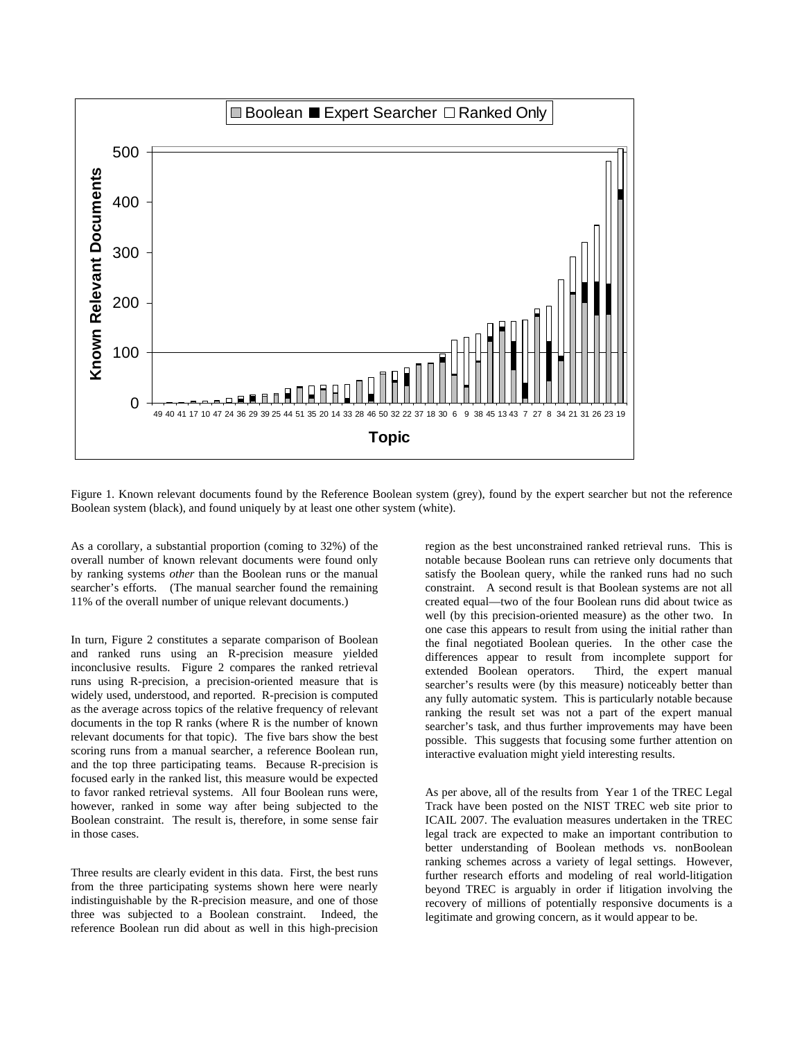Boolean ■ Expert Searcher □ Ranked Only

Known Relevant Documents

500
400
300
200
100
0

49 40 41 17 10 47 24 36 29 39 25 44 51 35 20 14 33 28 46 50 32 22 37 18 30 6 9 38 45 13 43 7 27 8 34 21 31 26 23 19

Topic

Figure 1. Known relevant documents found by the Reference Boolean system (grey), found by the expert searcher but not the reference Boolean system (black), and found uniquely by at least one other system (white).

As a corollary, a substantial proportion (coming to 32%) of the overall number of known relevant documents were found only by ranking systems *other* than the Boolean runs or the manual searcher's efforts. (The manual searcher found the remaining 11% of the overall number of unique relevant documents.)

In turn, Figure 2 constitutes a separate comparison of Boolean and ranked runs using an R-precision measure yielded inconclusive results. Figure 2 compares the ranked retrieval runs using R-precision, a precision-oriented measure that is widely used, understood, and reported. R-precision is computed as the average across topics of the relative frequency of relevant documents in the top R ranks (where R is the number of known relevant documents for that topic). The five bars show the best scoring runs from a manual searcher, a reference Boolean run, and the top three participating teams. Because R-precision is focused early in the ranked list, this measure would be expected to favor ranked retrieval systems. All four Boolean runs were, however, ranked in some way after being subjected to the Boolean constraint. The result is, therefore, in some sense fair in those cases.

Three results are clearly evident in this data. First, the best runs from the three participating systems shown here were nearly indistinguishable by the R-precision measure, and one of those three was subjected to a Boolean constraint. Indeed, the reference Boolean run did about as well in this high-precision region as the best unconstrained ranked retrieval runs. This is notable because Boolean runs can retrieve only documents that satisfy the Boolean query, while the ranked runs had no such constraint. A second result is that Boolean systems are not all created equal—two of the four Boolean runs did about twice as well (by this precision-oriented measure) as the other two. In one case this appears to result from using the initial rather than the final negotiated Boolean queries. In the other case the differences appear to result from incomplete support for extended Boolean operators. Third, the expert manual searcher's results were (by this measure) noticeably better than any fully automatic system. This is particularly notable because ranking the result set was not a part of the expert manual searcher's task, and thus further improvements may have been possible. This suggests that focusing some further attention on interactive evaluation might yield interesting results.

As per above, all of the results from Year 1 of the TREC Legal Track have been posted on the NIST TREC web site prior to ICAIL 2007. The evaluation measures undertaken in the TREC legal track are expected to make an important contribution to better understanding of Boolean methods vs. nonBoolean ranking schemes across a variety of legal settings. However, further research efforts and modeling of real world-litigation beyond TREC is arguably in order if litigation involving the recovery of millions of potentially responsive documents is a legitimate and growing concern, as it would appear to be.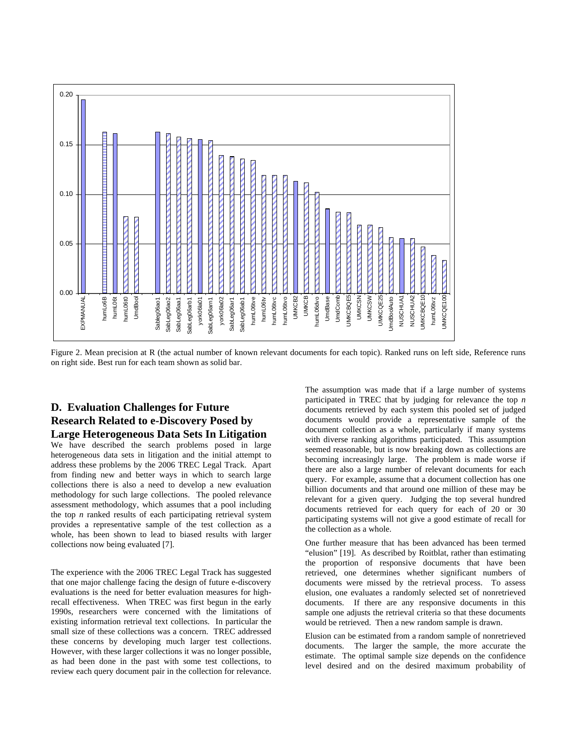0.20
0.15
0.10
0.05
0.00

EXPMANUAL
humLo6B
humL06t
humL06t0
UmdBool
Sableg06ao1
SabLeg06ao2
SabLeg06aa1
SabLeg06arb1
york06la01
SabLeg06arn1
york06la02
SabLeg06ar1
SabLeg06ab1
humL06tve
humL06tv
humL06tvc
humL06tvo
UMKCB2
UMKCB
humL06dvo
UmdBase
UmdComb
UMKCBQE5
UMKCSN
UMKCSW
UMKCQE25
UmdBoolAuto
NUSCHUA1
NUSCHUA2
UMKCBQE10
humL06tvz
UMKCQE100

Figure 2. Mean precision at R (the actual number of known relevant documents for each topic). Ranked runs on left side, Reference runs on right side. Best run for each team shown as solid bar.

## D. Evaluation Challenges for Future Research Related to e-Discovery Posed by Large Heterogeneous Data Sets In Litigation

We have described the search problems posed in large heterogeneous data sets in litigation and the initial attempt to address these problems by the 2006 TREC Legal Track. Apart from finding new and better ways in which to search large collections there is also a need to develop a new evaluation methodology for such large collections. The pooled relevance assessment methodology, which assumes that a pool including the top *n* ranked results of each participating retrieval system provides a representative sample of the test collection as a whole, has been shown to lead to biased results with larger collections now being evaluated [7].

The experience with the 2006 TREC Legal Track has suggested that one major challenge facing the design of future e-discovery evaluations is the need for better evaluation measures for high-recall effectiveness. When TREC was first begun in the early 1990s, researchers were concerned with the limitations of existing information retrieval text collections. In particular the small size of these collections was a concern. TREC addressed these concerns by developing much larger test collections. However, with these larger collections it was no longer possible, as had been done in the past with some test collections, to review each query document pair in the collection for relevance. The assumption was made that if a large number of systems participated in TREC that by judging for relevance the top *n* documents retrieved by each system this pooled set of judged documents would provide a representative sample of the document collection as a whole, particularly if many systems with diverse ranking algorithms participated. This assumption seemed reasonable, but is now breaking down as collections are becoming increasingly large. The problem is made worse if there are also a large number of relevant documents for each query. For example, assume that a document collection has one billion documents and that around one million of these may be relevant for a given query. Judging the top several hundred documents retrieved for each query for each of 20 or 30 participating systems will not give a good estimate of recall for the collection as a whole.

One further measure that has been advanced has been termed "elusion" [19]. As described by Roitblat, rather than estimating the proportion of responsive documents that have been retrieved, one determines whether significant numbers of documents were missed by the retrieval process. To assess elusion, one evaluates a randomly selected set of nonretrieved documents. If there are any responsive documents in this sample one adjusts the retrieval criteria so that these documents would be retrieved. Then a new random sample is drawn.

Elusion can be estimated from a random sample of nonretrieved documents. The larger the sample, the more accurate the estimate. The optimal sample size depends on the confidence level desired and on the desired maximum probability of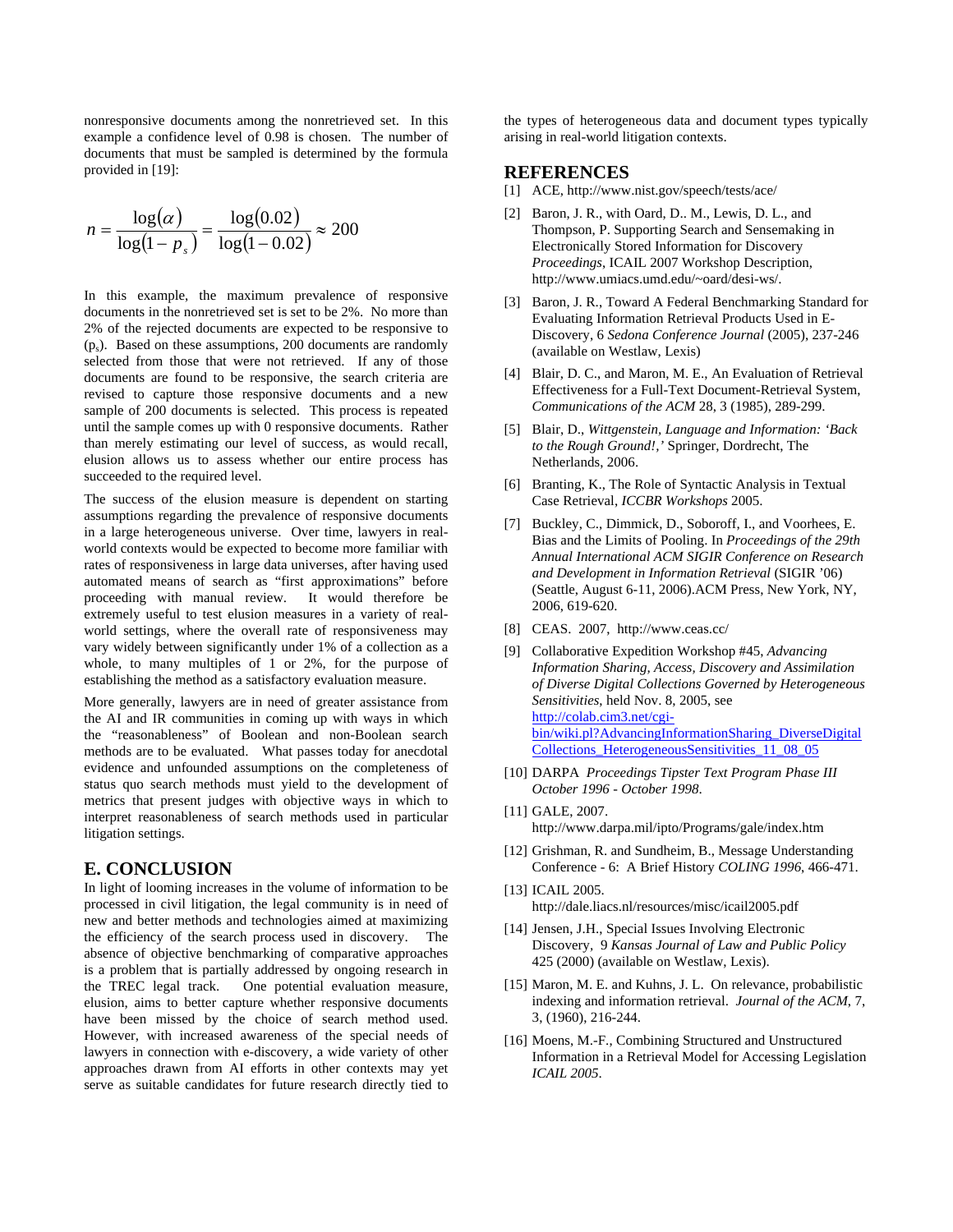nonresponsive documents among the nonretrieved set. In this example a confidence level of 0.98 is chosen. The number of documents that must be sampled is determined by the formula provided in [19]:

$$n = \frac{\log(\alpha)}{\log(1 - p_s)} = \frac{\log(0.02)}{\log(1 - 0.02)} \approx 200$$

In this example, the maximum prevalence of responsive documents in the nonretrieved set is set to be 2%. No more than 2% of the rejected documents are expected to be responsive to ($p_s$). Based on these assumptions, 200 documents are randomly selected from those that were not retrieved. If any of those documents are found to be responsive, the search criteria are revised to capture those responsive documents and a new sample of 200 documents is selected. This process is repeated until the sample comes up with 0 responsive documents. Rather than merely estimating our level of success, as would recall, elusion allows us to assess whether our entire process has succeeded to the required level.

The success of the elusion measure is dependent on starting assumptions regarding the prevalence of responsive documents in a large heterogeneous universe. Over time, lawyers in real-world contexts would be expected to become more familiar with rates of responsiveness in large data universes, after having used automated means of search as "first approximations" before proceeding with manual review. It would therefore be extremely useful to test elusion measures in a variety of real-world settings, where the overall rate of responsiveness may vary widely between significantly under 1% of a collection as a whole, to many multiples of 1 or 2%, for the purpose of establishing the method as a satisfactory evaluation measure.

More generally, lawyers are in need of greater assistance from the AI and IR communities in coming up with ways in which the "reasonableness" of Boolean and non-Boolean search methods are to be evaluated. What passes today for anecdotal evidence and unfounded assumptions on the completeness of status quo search methods must yield to the development of metrics that present judges with objective ways in which to interpret reasonableness of search methods used in particular litigation settings.

## E. CONCLUSION

In light of looming increases in the volume of information to be processed in civil litigation, the legal community is in need of new and better methods and technologies aimed at maximizing the efficiency of the search process used in discovery. The absence of objective benchmarking of comparative approaches is a problem that is partially addressed by ongoing research in the TREC legal track. One potential evaluation measure, elusion, aims to better capture whether responsive documents have been missed by the choice of search method used. However, with increased awareness of the special needs of lawyers in connection with e-discovery, a wide variety of other approaches drawn from AI efforts in other contexts may yet serve as suitable candidates for future research directly tied to the types of heterogeneous data and document types typically arising in real-world litigation contexts.

## REFERENCES

[1] ACE, http://www.nist.gov/speech/tests/ace/

[2] Baron, J. R., with Oard, D.. M., Lewis, D. L., and Thompson, P. Supporting Search and Sensemaking in Electronically Stored Information for Discovery *Proceedings*, ICAIL 2007 Workshop Description, http://www.umiacs.umd.edu/~oard/desi-ws/.

[3] Baron, J. R., Toward A Federal Benchmarking Standard for Evaluating Information Retrieval Products Used in E-Discovery, 6 *Sedona Conference Journal* (2005), 237-246 (available on Westlaw, Lexis)

[4] Blair, D. C., and Maron, M. E., An Evaluation of Retrieval Effectiveness for a Full-Text Document-Retrieval System, *Communications of the ACM* 28, 3 (1985), 289-299.

[5] Blair, D., *Wittgenstein, Language and Information: 'Back to the Rough Ground!,'* Springer, Dordrecht, The Netherlands, 2006.

[6] Branting, K., The Role of Syntactic Analysis in Textual Case Retrieval, *ICCBR Workshops* 2005.

[7] Buckley, C., Dimmick, D., Soboroff, I., and Voorhees, E. Bias and the Limits of Pooling. In *Proceedings of the 29th Annual International ACM SIGIR Conference on Research and Development in Information Retrieval* (SIGIR '06) (Seattle, August 6-11, 2006).ACM Press, New York, NY, 2006, 619-620.

[8] CEAS. 2007, http://www.ceas.cc/

[9] Collaborative Expedition Workshop #45, *Advancing Information Sharing, Access, Discovery and Assimilation of Diverse Digital Collections Governed by Heterogeneous Sensitivities*, held Nov. 8, 2005, see http://colab.cim3.net/cgi-bin/wiki.pl?AdvancingInformationSharing_DiverseDigitalCollections_HeterogeneousSensitivities_11_08_05

[10] DARPA *Proceedings Tipster Text Program Phase III October 1996 - October 1998*.

[11] GALE, 2007. http://www.darpa.mil/ipto/Programs/gale/index.htm

[12] Grishman, R. and Sundheim, B., Message Understanding Conference - 6: A Brief History *COLING 1996*, 466-471.

[13] ICAIL 2005. http://dale.liacs.nl/resources/misc/icail2005.pdf

[14] Jensen, J.H., Special Issues Involving Electronic Discovery, 9 *Kansas Journal of Law and Public Policy* 425 (2000) (available on Westlaw, Lexis).

[15] Maron, M. E. and Kuhns, J. L. On relevance, probabilistic indexing and information retrieval. *Journal of the ACM*, 7, 3, (1960), 216-244.

[16] Moens, M.-F., Combining Structured and Unstructured Information in a Retrieval Model for Accessing Legislation *ICAIL 2005*.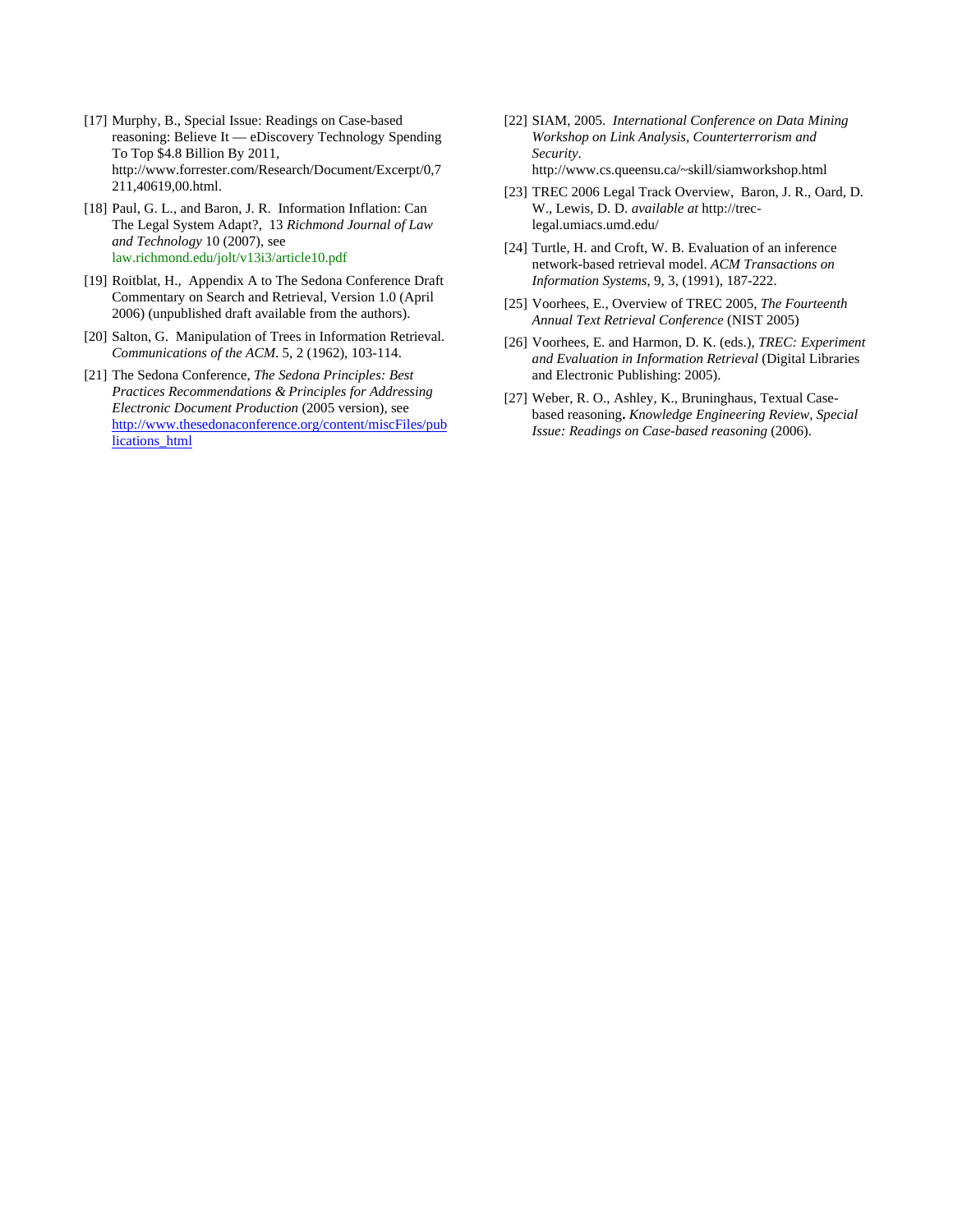[17] Murphy, B., Special Issue: Readings on Case-based reasoning: Believe It — eDiscovery Technology Spending To Top $4.8 Billion By 2011, http://www.forrester.com/Research/Document/Excerpt/0,7211,40619,00.html.

[18] Paul, G. L., and Baron, J. R. Information Inflation: Can The Legal System Adapt?, 13 *Richmond Journal of Law and Technology* 10 (2007), see law.richmond.edu/jolt/v13i3/article10.pdf

[19] Roitblat, H., Appendix A to The Sedona Conference Draft Commentary on Search and Retrieval, Version 1.0 (April 2006) (unpublished draft available from the authors).

[20] Salton, G. Manipulation of Trees in Information Retrieval. *Communications of the ACM*. 5, 2 (1962), 103-114.

[21] The Sedona Conference, *The Sedona Principles: Best Practices Recommendations & Principles for Addressing Electronic Document Production* (2005 version), see http://www.thesedonaconference.org/content/miscFiles/publications_html

[22] SIAM, 2005. *International Conference on Data Mining Workshop on Link Analysis, Counterterrorism and Security*. http://www.cs.queensu.ca/~skill/siamworkshop.html

[23] TREC 2006 Legal Track Overview, Baron, J. R., Oard, D. W., Lewis, D. D. *available at* http://trec-legal.umiacs.umd.edu/

[24] Turtle, H. and Croft, W. B. Evaluation of an inference network-based retrieval model. *ACM Transactions on Information Systems*, 9, 3, (1991), 187-222.

[25] Voorhees, E., Overview of TREC 2005, *The Fourteenth Annual Text Retrieval Conference* (NIST 2005)

[26] Voorhees, E. and Harmon, D. K. (eds.), *TREC: Experiment and Evaluation in Information Retrieval* (Digital Libraries and Electronic Publishing: 2005).

[27] Weber, R. O., Ashley, K., Bruninghaus, Textual Case-based reasoning**.** *Knowledge Engineering Review, Special Issue: Readings on Case-based reasoning* (2006).